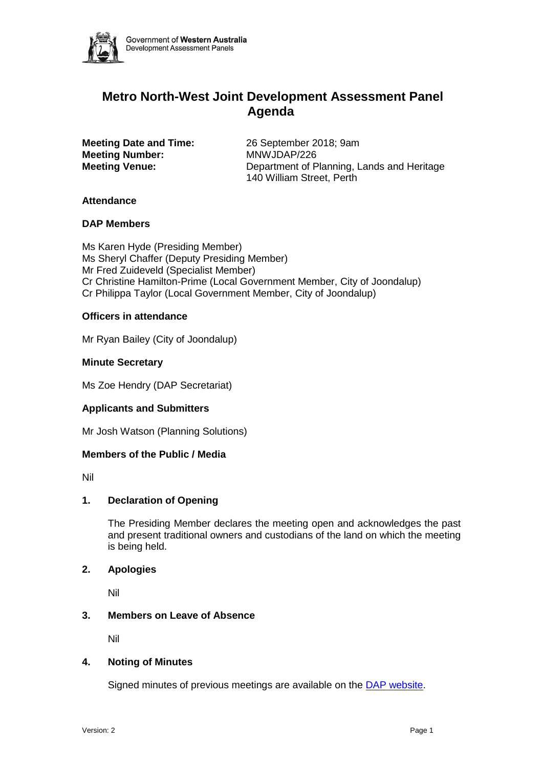Government of **Western Australia**
Development Assessment Panels

# Metro North-West Joint Development Assessment Panel Agenda

**Meeting Date and Time:** 26 September 2018; 9am
**Meeting Number:** MNWJDAP/226
**Meeting Venue:** Department of Planning, Lands and Heritage
140 William Street, Perth

### Attendance

### DAP Members

Ms Karen Hyde (Presiding Member)
Ms Sheryl Chaffer (Deputy Presiding Member)
Mr Fred Zuideveld (Specialist Member)
Cr Christine Hamilton-Prime (Local Government Member, City of Joondalup)
Cr Philippa Taylor (Local Government Member, City of Joondalup)

### Officers in attendance

Mr Ryan Bailey (City of Joondalup)

### Minute Secretary

Ms Zoe Hendry (DAP Secretariat)

### Applicants and Submitters

Mr Josh Watson (Planning Solutions)

### Members of the Public / Media

Nil

### 1. Declaration of Opening

The Presiding Member declares the meeting open and acknowledges the past and present traditional owners and custodians of the land on which the meeting is being held.

### 2. Apologies

Nil

### 3. Members on Leave of Absence

Nil

### 4. Noting of Minutes

Signed minutes of previous meetings are available on the [DAP website](DAP website).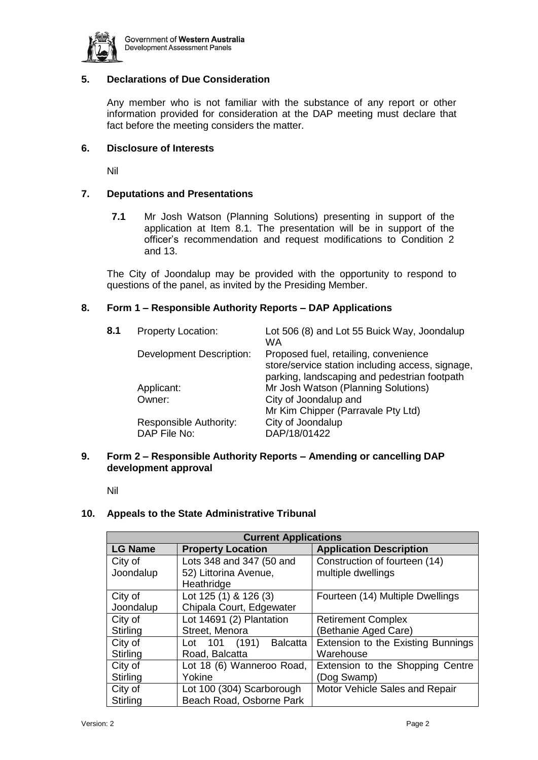## 5. Declarations of Due Consideration

Any member who is not familiar with the substance of any report or other information provided for consideration at the DAP meeting must declare that fact before the meeting considers the matter.

## 6. Disclosure of Interests

Nil

## 7. Deputations and Presentations

**7.1** Mr Josh Watson (Planning Solutions) presenting in support of the application at Item 8.1. The presentation will be in support of the officer's recommendation and request modifications to Condition 2 and 13.

The City of Joondalup may be provided with the opportunity to respond to questions of the panel, as invited by the Presiding Member.

## 8. Form 1 – Responsible Authority Reports – DAP Applications

**8.1**

| | |
|---|---|
| Property Location: | Lot 506 (8) and Lot 55 Buick Way, Joondalup WA |
| Development Description: | Proposed fuel, retailing, convenience store/service station including access, signage, parking, landscaping and pedestrian footpath |
| Applicant: | Mr Josh Watson (Planning Solutions) |
| Owner: | City of Joondalup and Mr Kim Chipper (Parravale Pty Ltd) |
| Responsible Authority: | City of Joondalup |
| DAP File No: | DAP/18/01422 |

## 9. Form 2 – Responsible Authority Reports – Amending or cancelling DAP development approval

Nil

## 10. Appeals to the State Administrative Tribunal

| Current Applications | | |
|---|---|---|
| **LG Name** | **Property Location** | **Application Description** |
| City of Joondalup | Lots 348 and 347 (50 and 52) Littorina Avenue, Heathridge | Construction of fourteen (14) multiple dwellings |
| City of Joondalup | Lot 125 (1) & 126 (3) Chipala Court, Edgewater | Fourteen (14) Multiple Dwellings |
| City of Stirling | Lot 14691 (2) Plantation Street, Menora | Retirement Complex (Bethanie Aged Care) |
| City of Stirling | Lot 101 (191) Balcatta Road, Balcatta | Extension to the Existing Bunnings Warehouse |
| City of Stirling | Lot 18 (6) Wanneroo Road, Yokine | Extension to the Shopping Centre (Dog Swamp) |
| City of Stirling | Lot 100 (304) Scarborough Beach Road, Osborne Park | Motor Vehicle Sales and Repair |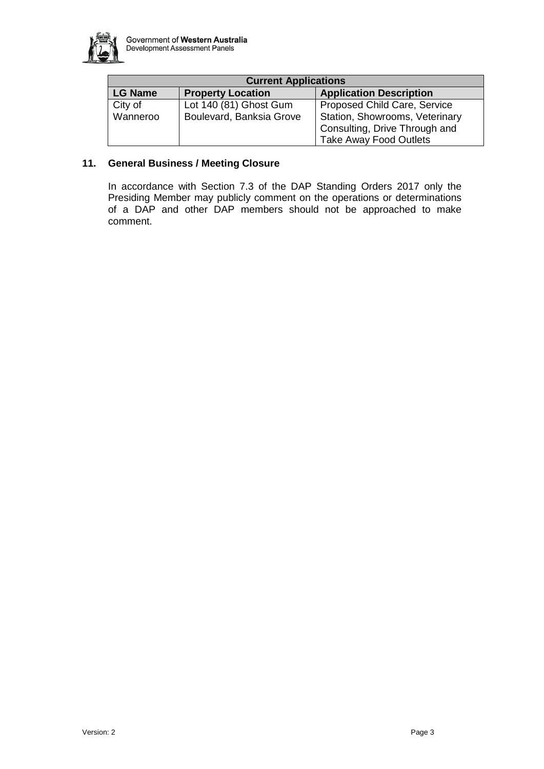| Current Applications | | |
|---|---|---|
| **LG Name** | **Property Location** | **Application Description** |
| City of Wanneroo | Lot 140 (81) Ghost Gum Boulevard, Banksia Grove | Proposed Child Care, Service Station, Showrooms, Veterinary Consulting, Drive Through and Take Away Food Outlets |

## 11. General Business / Meeting Closure

In accordance with Section 7.3 of the DAP Standing Orders 2017 only the Presiding Member may publicly comment on the operations or determinations of a DAP and other DAP members should not be approached to make comment.